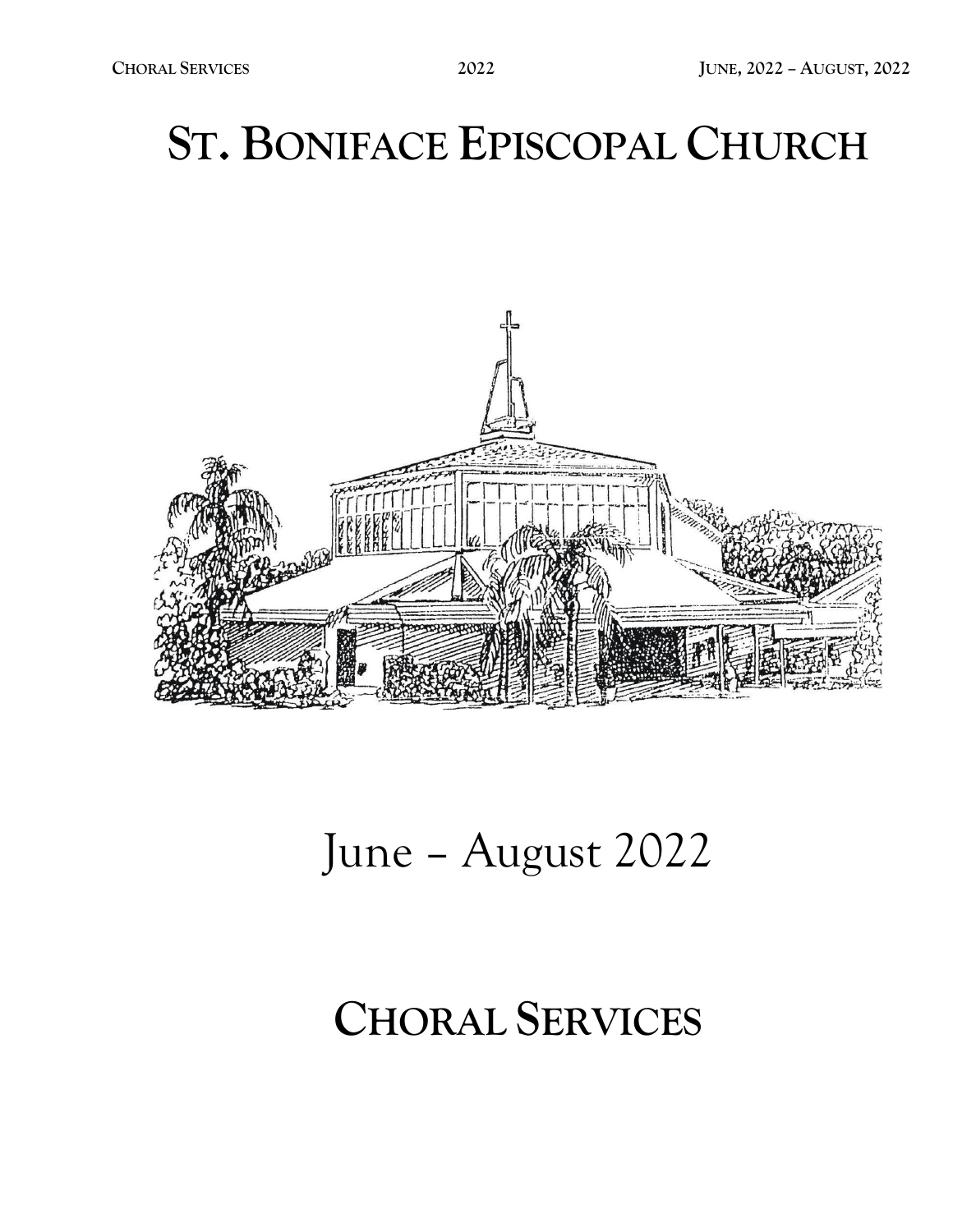# ST. BONIFACE EPISCOPAL CHURCH

June – August 2022

# CHORAL SERVICES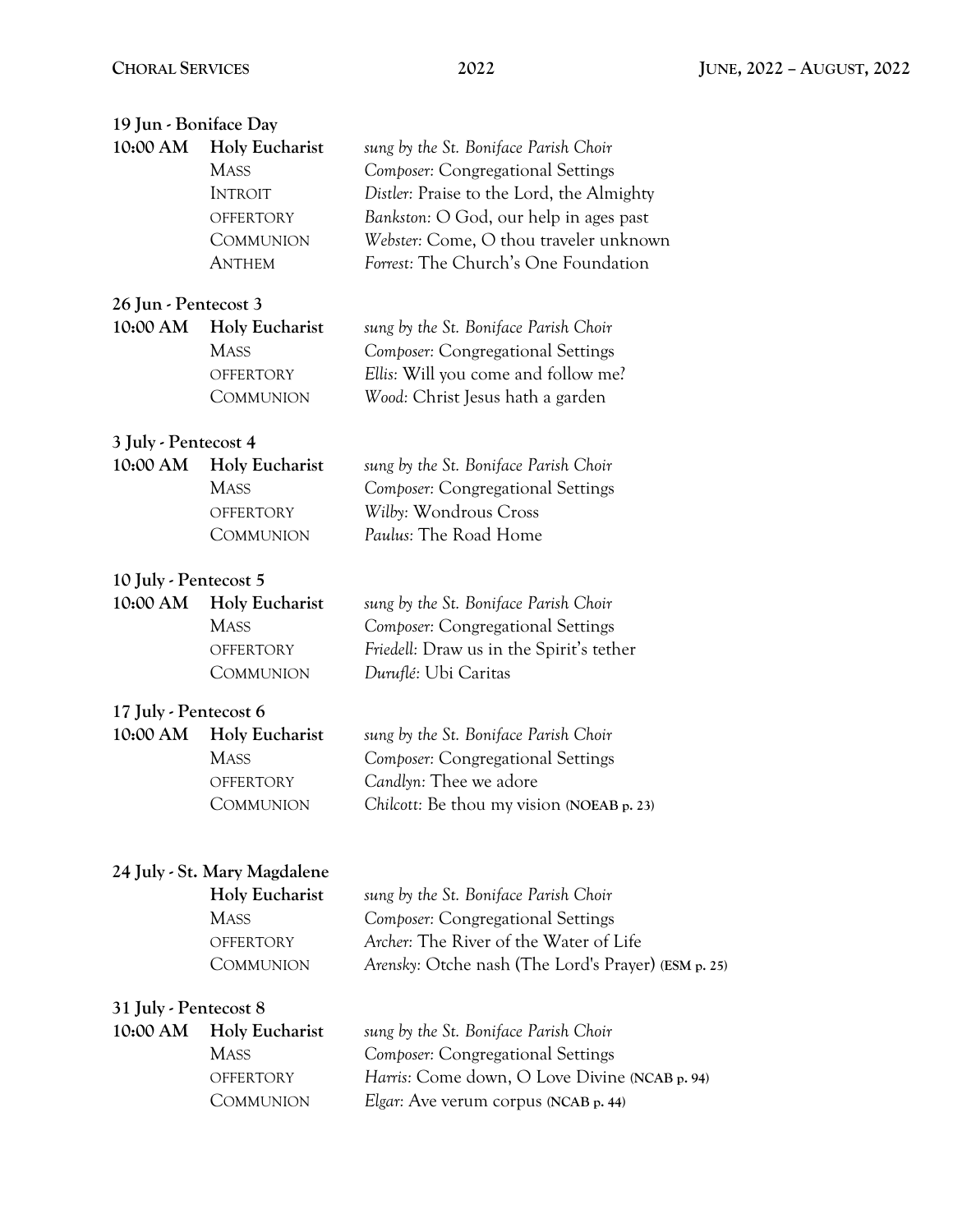### 19 Jun - Boniface Day

**10:00 AM** **Holy Eucharist** *sung by the St. Boniface Parish Choir*

- MASS — *Composer*: Congregational Settings
- INTROIT — *Distler*: Praise to the Lord, the Almighty
- OFFERTORY — *Bankston:* O God, our help in ages past
- COMMUNION — *Webster:* Come, O thou traveler unknown
- ANTHEM — *Forrest:* The Church's One Foundation

### 26 Jun - Pentecost 3

**10:00 AM** **Holy Eucharist** *sung by the St. Boniface Parish Choir*

- MASS — *Composer*: Congregational Settings
- OFFERTORY — *Ellis:* Will you come and follow me?
- COMMUNION — *Wood:* Christ Jesus hath a garden

### 3 July - Pentecost 4

**10:00 AM** **Holy Eucharist** *sung by the St. Boniface Parish Choir*

- MASS — *Composer*: Congregational Settings
- OFFERTORY — *Wilby:* Wondrous Cross
- COMMUNION — *Paulus*: The Road Home

### 10 July - Pentecost 5

**10:00 AM** **Holy Eucharist** *sung by the St. Boniface Parish Choir*

- MASS — *Composer*: Congregational Settings
- OFFERTORY — *Friedell*: Draw us in the Spirit's tether
- COMMUNION — *Duruflé*: Ubi Caritas

### 17 July - Pentecost 6

**10:00 AM** **Holy Eucharist** *sung by the St. Boniface Parish Choir*

- MASS — *Composer*: Congregational Settings
- OFFERTORY — *Candlyn:* Thee we adore
- COMMUNION — *Chilcott:* Be thou my vision **(NOEAB p. 23)**

### 24 July - St. Mary Magdalene

**Holy Eucharist** *sung by the St. Boniface Parish Choir*

- MASS — *Composer*: Congregational Settings
- OFFERTORY — *Archer*: The River of the Water of Life
- COMMUNION — *Arensky*: Otche nash (The Lord's Prayer) **(ESM p. 25)**

### 31 July - Pentecost 8

**10:00 AM** **Holy Eucharist** *sung by the St. Boniface Parish Choir*

- MASS — *Composer*: Congregational Settings
- OFFERTORY — *Harris*: Come down, O Love Divine **(NCAB p. 94)**
- COMMUNION — *Elgar*: Ave verum corpus **(NCAB p. 44)**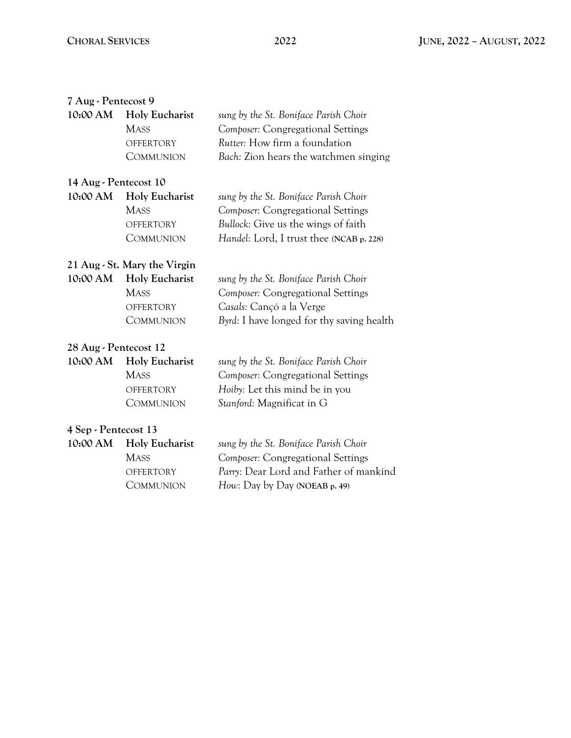**7 Aug - Pentecost 9**

| | | |
|---|---|---|
| **10:00 AM** | **Holy Eucharist** | *sung by the St. Boniface Parish Choir* |
| | MASS | *Composer:* Congregational Settings |
| | OFFERTORY | *Rutter:* How firm a foundation |
| | COMMUNION | *Bach:* Zion hears the watchmen singing |

**14 Aug - Pentecost 10**

| | | |
|---|---|---|
| **10:00 AM** | **Holy Eucharist** | *sung by the St. Boniface Parish Choir* |
| | MASS | *Composer:* Congregational Settings |
| | OFFERTORY | *Bullock:* Give us the wings of faith |
| | COMMUNION | *Handel:* Lord, I trust thee **(NCAB p. 228)** |

**21 Aug - St. Mary the Virgin**

| | | |
|---|---|---|
| **10:00 AM** | **Holy Eucharist** | *sung by the St. Boniface Parish Choir* |
| | MASS | *Composer:* Congregational Settings |
| | OFFERTORY | *Casals:* Cançó a la Verge |
| | COMMUNION | *Byrd:* I have longed for thy saving health |

**28 Aug - Pentecost 12**

| | | |
|---|---|---|
| **10:00 AM** | **Holy Eucharist** | *sung by the St. Boniface Parish Choir* |
| | MASS | *Composer:* Congregational Settings |
| | OFFERTORY | *Hoiby:* Let this mind be in you |
| | COMMUNION | *Stanford:* Magnificat in G |

**4 Sep - Pentecost 13**

| | | |
|---|---|---|
| **10:00 AM** | **Holy Eucharist** | *sung by the St. Boniface Parish Choir* |
| | MASS | *Composer:* Congregational Settings |
| | OFFERTORY | *Parry:* Dear Lord and Father of mankind |
| | COMMUNION | *How:* Day by Day **(NOEAB p. 49)** |